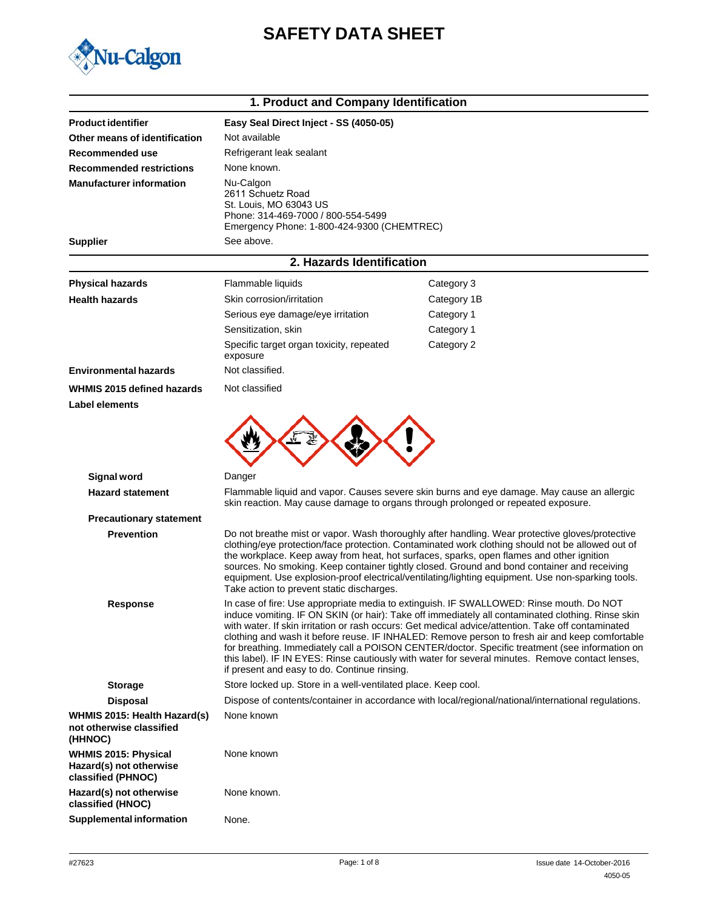# SAFETY DATA SHEET

## 1. Product and Company Identification

| | |
|---|---|
| **Product identifier** | **Easy Seal Direct Inject - SS (4050-05)** |
| **Other means of identification** | Not available |
| **Recommended use** | Refrigerant leak sealant |
| **Recommended restrictions** | None known. |
| **Manufacturer information** | Nu-Calgon<br>2611 Schuetz Road<br>St. Louis, MO 63043 US<br>Phone: 314-469-7000 / 800-554-5499<br>Emergency Phone: 1-800-424-9300 (CHEMTREC) |
| **Supplier** | See above. |

## 2. Hazards Identification

| | | |
|---|---|---|
| **Physical hazards** | Flammable liquids | Category 3 |
| **Health hazards** | Skin corrosion/irritation | Category 1B |
| | Serious eye damage/eye irritation | Category 1 |
| | Sensitization, skin | Category 1 |
| | Specific target organ toxicity, repeated exposure | Category 2 |
| **Environmental hazards** | Not classified. | |
| **WHMIS 2015 defined hazards** | Not classified | |

**Label elements**

**Signal word** Danger

**Hazard statement** Flammable liquid and vapor. Causes severe skin burns and eye damage. May cause an allergic skin reaction. May cause damage to organs through prolonged or repeated exposure.

**Precautionary statement**

**Prevention** Do not breathe mist or vapor. Wash thoroughly after handling. Wear protective gloves/protective clothing/eye protection/face protection. Contaminated work clothing should not be allowed out of the workplace. Keep away from heat, hot surfaces, sparks, open flames and other ignition sources. No smoking. Keep container tightly closed. Ground and bond container and receiving equipment. Use explosion-proof electrical/ventilating/lighting equipment. Use non-sparking tools. Take action to prevent static discharges.

**Response** In case of fire: Use appropriate media to extinguish. IF SWALLOWED: Rinse mouth. Do NOT induce vomiting. IF ON SKIN (or hair): Take off immediately all contaminated clothing. Rinse skin with water. If skin irritation or rash occurs: Get medical advice/attention. Take off contaminated clothing and wash it before reuse. IF INHALED: Remove person to fresh air and keep comfortable for breathing. Immediately call a POISON CENTER/doctor. Specific treatment (see information on this label). IF IN EYES: Rinse cautiously with water for several minutes. Remove contact lenses, if present and easy to do. Continue rinsing.

**Storage** Store locked up. Store in a well-ventilated place. Keep cool.

**Disposal** Dispose of contents/container in accordance with local/regional/national/international regulations.

| | |
|---|---|
| **WHMIS 2015: Health Hazard(s) not otherwise classified (HHNOC)** | None known |
| **WHMIS 2015: Physical Hazard(s) not otherwise classified (PHNOC)** | None known |
| **Hazard(s) not otherwise classified (HNOC)** | None known. |
| **Supplemental information** | None. |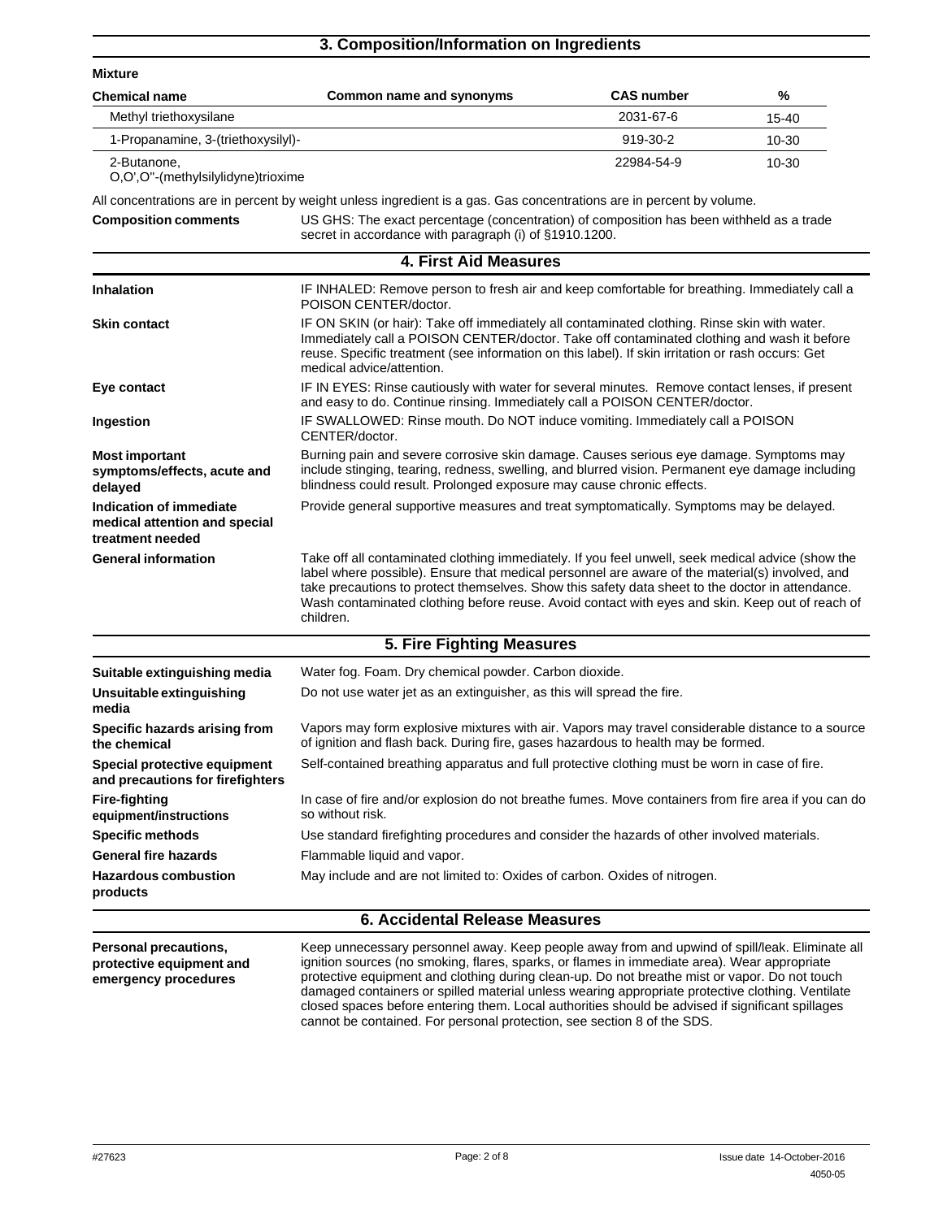## 3. Composition/Information on Ingredients

**Mixture**

| Chemical name | Common name and synonyms | CAS number | % |
|---|---|---|---|
| Methyl triethoxysilane | | 2031-67-6 | 15-40 |
| 1-Propanamine, 3-(triethoxysilyl)- | | 919-30-2 | 10-30 |
| 2-Butanone, O,O',O''-(methylsilylidyne)trioxime | | 22984-54-9 | 10-30 |

All concentrations are in percent by weight unless ingredient is a gas. Gas concentrations are in percent by volume.

**Composition comments** US GHS: The exact percentage (concentration) of composition has been withheld as a trade secret in accordance with paragraph (i) of §1910.1200.

## 4. First Aid Measures

**Inhalation** IF INHALED: Remove person to fresh air and keep comfortable for breathing. Immediately call a POISON CENTER/doctor.

**Skin contact** IF ON SKIN (or hair): Take off immediately all contaminated clothing. Rinse skin with water. Immediately call a POISON CENTER/doctor. Take off contaminated clothing and wash it before reuse. Specific treatment (see information on this label). If skin irritation or rash occurs: Get medical advice/attention.

**Eye contact** IF IN EYES: Rinse cautiously with water for several minutes. Remove contact lenses, if present and easy to do. Continue rinsing. Immediately call a POISON CENTER/doctor.

**Ingestion** IF SWALLOWED: Rinse mouth. Do NOT induce vomiting. Immediately call a POISON CENTER/doctor.

**Most important symptoms/effects, acute and delayed** Burning pain and severe corrosive skin damage. Causes serious eye damage. Symptoms may include stinging, tearing, redness, swelling, and blurred vision. Permanent eye damage including blindness could result. Prolonged exposure may cause chronic effects.

**Indication of immediate medical attention and special treatment needed** Provide general supportive measures and treat symptomatically. Symptoms may be delayed.

**General information** Take off all contaminated clothing immediately. If you feel unwell, seek medical advice (show the label where possible). Ensure that medical personnel are aware of the material(s) involved, and take precautions to protect themselves. Show this safety data sheet to the doctor in attendance. Wash contaminated clothing before reuse. Avoid contact with eyes and skin. Keep out of reach of children.

## 5. Fire Fighting Measures

**Suitable extinguishing media** Water fog. Foam. Dry chemical powder. Carbon dioxide.

**Unsuitable extinguishing media** Do not use water jet as an extinguisher, as this will spread the fire.

**Specific hazards arising from the chemical** Vapors may form explosive mixtures with air. Vapors may travel considerable distance to a source of ignition and flash back. During fire, gases hazardous to health may be formed.

**Special protective equipment and precautions for firefighters** Self-contained breathing apparatus and full protective clothing must be worn in case of fire.

**Fire-fighting equipment/instructions** In case of fire and/or explosion do not breathe fumes. Move containers from fire area if you can do so without risk.

**Specific methods** Use standard firefighting procedures and consider the hazards of other involved materials.

**General fire hazards** Flammable liquid and vapor.

**Hazardous combustion products** May include and are not limited to: Oxides of carbon. Oxides of nitrogen.

## 6. Accidental Release Measures

**Personal precautions, protective equipment and emergency procedures** Keep unnecessary personnel away. Keep people away from and upwind of spill/leak. Eliminate all ignition sources (no smoking, flares, sparks, or flames in immediate area). Wear appropriate protective equipment and clothing during clean-up. Do not breathe mist or vapor. Do not touch damaged containers or spilled material unless wearing appropriate protective clothing. Ventilate closed spaces before entering them. Local authorities should be advised if significant spillages cannot be contained. For personal protection, see section 8 of the SDS.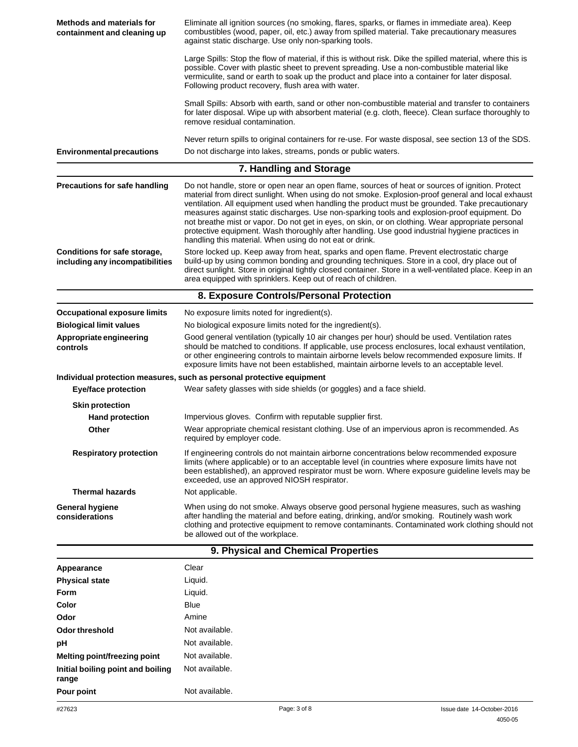| | |
|---|---|
| **Methods and materials for containment and cleaning up** | Eliminate all ignition sources (no smoking, flares, sparks, or flames in immediate area). Keep combustibles (wood, paper, oil, etc.) away from spilled material. Take precautionary measures against static discharge. Use only non-sparking tools. |
| | Large Spills: Stop the flow of material, if this is without risk. Dike the spilled material, where this is possible. Cover with plastic sheet to prevent spreading. Use a non-combustible material like vermiculite, sand or earth to soak up the product and place into a container for later disposal. Following product recovery, flush area with water. |
| | Small Spills: Absorb with earth, sand or other non-combustible material and transfer to containers for later disposal. Wipe up with absorbent material (e.g. cloth, fleece). Clean surface thoroughly to remove residual contamination. |
| | Never return spills to original containers for re-use. For waste disposal, see section 13 of the SDS. |
| **Environmental precautions** | Do not discharge into lakes, streams, ponds or public waters. |

## 7. Handling and Storage

| | |
|---|---|
| **Precautions for safe handling** | Do not handle, store or open near an open flame, sources of heat or sources of ignition. Protect material from direct sunlight. When using do not smoke. Explosion-proof general and local exhaust ventilation. All equipment used when handling the product must be grounded. Take precautionary measures against static discharges. Use non-sparking tools and explosion-proof equipment. Do not breathe mist or vapor. Do not get in eyes, on skin, or on clothing. Wear appropriate personal protective equipment. Wash thoroughly after handling. Use good industrial hygiene practices in handling this material. When using do not eat or drink. |
| **Conditions for safe storage, including any incompatibilities** | Store locked up. Keep away from heat, sparks and open flame. Prevent electrostatic charge build-up by using common bonding and grounding techniques. Store in a cool, dry place out of direct sunlight. Store in original tightly closed container. Store in a well-ventilated place. Keep in an area equipped with sprinklers. Keep out of reach of children. |

## 8. Exposure Controls/Personal Protection

| | |
|---|---|
| **Occupational exposure limits** | No exposure limits noted for ingredient(s). |
| **Biological limit values** | No biological exposure limits noted for the ingredient(s). |
| **Appropriate engineering controls** | Good general ventilation (typically 10 air changes per hour) should be used. Ventilation rates should be matched to conditions. If applicable, use process enclosures, local exhaust ventilation, or other engineering controls to maintain airborne levels below recommended exposure limits. If exposure limits have not been established, maintain airborne levels to an acceptable level. |

**Individual protection measures, such as personal protective equipment**

| | |
|---|---|
| **Eye/face protection** | Wear safety glasses with side shields (or goggles) and a face shield. |
| **Skin protection** | |
| **Hand protection** | Impervious gloves. Confirm with reputable supplier first. |
| **Other** | Wear appropriate chemical resistant clothing. Use of an impervious apron is recommended. As required by employer code. |
| **Respiratory protection** | If engineering controls do not maintain airborne concentrations below recommended exposure limits (where applicable) or to an acceptable level (in countries where exposure limits have not been established), an approved respirator must be worn. Where exposure guideline levels may be exceeded, use an approved NIOSH respirator. |
| **Thermal hazards** | Not applicable. |
| **General hygiene considerations** | When using do not smoke. Always observe good personal hygiene measures, such as washing after handling the material and before eating, drinking, and/or smoking. Routinely wash work clothing and protective equipment to remove contaminants. Contaminated work clothing should not be allowed out of the workplace. |

## 9. Physical and Chemical Properties

| | |
|---|---|
| **Appearance** | Clear |
| **Physical state** | Liquid. |
| **Form** | Liquid. |
| **Color** | Blue |
| **Odor** | Amine |
| **Odor threshold** | Not available. |
| **pH** | Not available. |
| **Melting point/freezing point** | Not available. |
| **Initial boiling point and boiling range** | Not available. |
| **Pour point** | Not available. |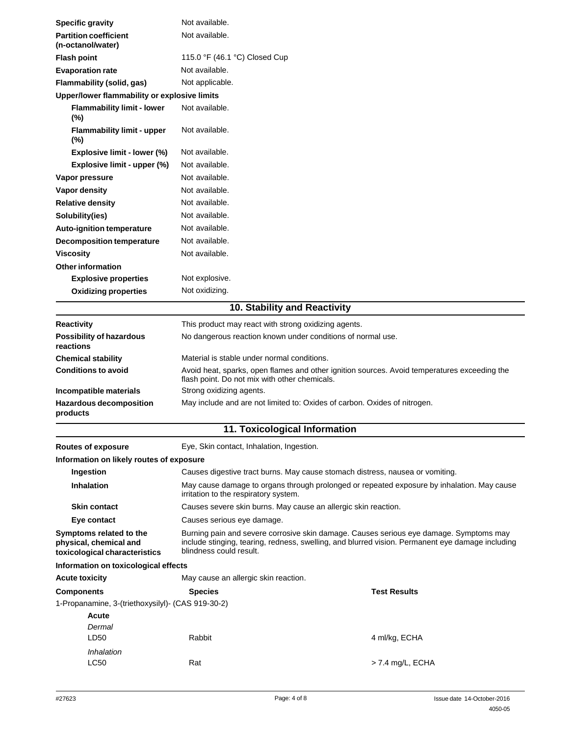| | |
|---|---|
| **Specific gravity** | Not available. |
| **Partition coefficient (n-octanol/water)** | Not available. |
| **Flash point** | 115.0 °F (46.1 °C) Closed Cup |
| **Evaporation rate** | Not available. |
| **Flammability (solid, gas)** | Not applicable. |
| **Upper/lower flammability or explosive limits** | |
| **Flammability limit - lower (%)** | Not available. |
| **Flammability limit - upper (%)** | Not available. |
| **Explosive limit - lower (%)** | Not available. |
| **Explosive limit - upper (%)** | Not available. |
| **Vapor pressure** | Not available. |
| **Vapor density** | Not available. |
| **Relative density** | Not available. |
| **Solubility(ies)** | Not available. |
| **Auto-ignition temperature** | Not available. |
| **Decomposition temperature** | Not available. |
| **Viscosity** | Not available. |
| **Other information** | |
| **Explosive properties** | Not explosive. |
| **Oxidizing properties** | Not oxidizing. |

## 10. Stability and Reactivity

| | |
|---|---|
| **Reactivity** | This product may react with strong oxidizing agents. |
| **Possibility of hazardous reactions** | No dangerous reaction known under conditions of normal use. |
| **Chemical stability** | Material is stable under normal conditions. |
| **Conditions to avoid** | Avoid heat, sparks, open flames and other ignition sources. Avoid temperatures exceeding the flash point. Do not mix with other chemicals. |
| **Incompatible materials** | Strong oxidizing agents. |
| **Hazardous decomposition products** | May include and are not limited to: Oxides of carbon. Oxides of nitrogen. |

## 11. Toxicological Information

| | |
|---|---|
| **Routes of exposure** | Eye, Skin contact, Inhalation, Ingestion. |
| **Information on likely routes of exposure** | |
| **Ingestion** | Causes digestive tract burns. May cause stomach distress, nausea or vomiting. |
| **Inhalation** | May cause damage to organs through prolonged or repeated exposure by inhalation. May cause irritation to the respiratory system. |
| **Skin contact** | Causes severe skin burns. May cause an allergic skin reaction. |
| **Eye contact** | Causes serious eye damage. |
| **Symptoms related to the physical, chemical and toxicological characteristics** | Burning pain and severe corrosive skin damage. Causes serious eye damage. Symptoms may include stinging, tearing, redness, swelling, and blurred vision. Permanent eye damage including blindness could result. |
| **Information on toxicological effects** | |
| **Acute toxicity** | May cause an allergic skin reaction. |

| Components | Species | Test Results |
|---|---|---|
| 1-Propanamine, 3-(triethoxysilyl)- (CAS 919-30-2) | | |
| **Acute** | | |
| *Dermal* | | |
| LD50 | Rabbit | 4 ml/kg, ECHA |
| *Inhalation* | | |
| LC50 | Rat | > 7.4 mg/L, ECHA |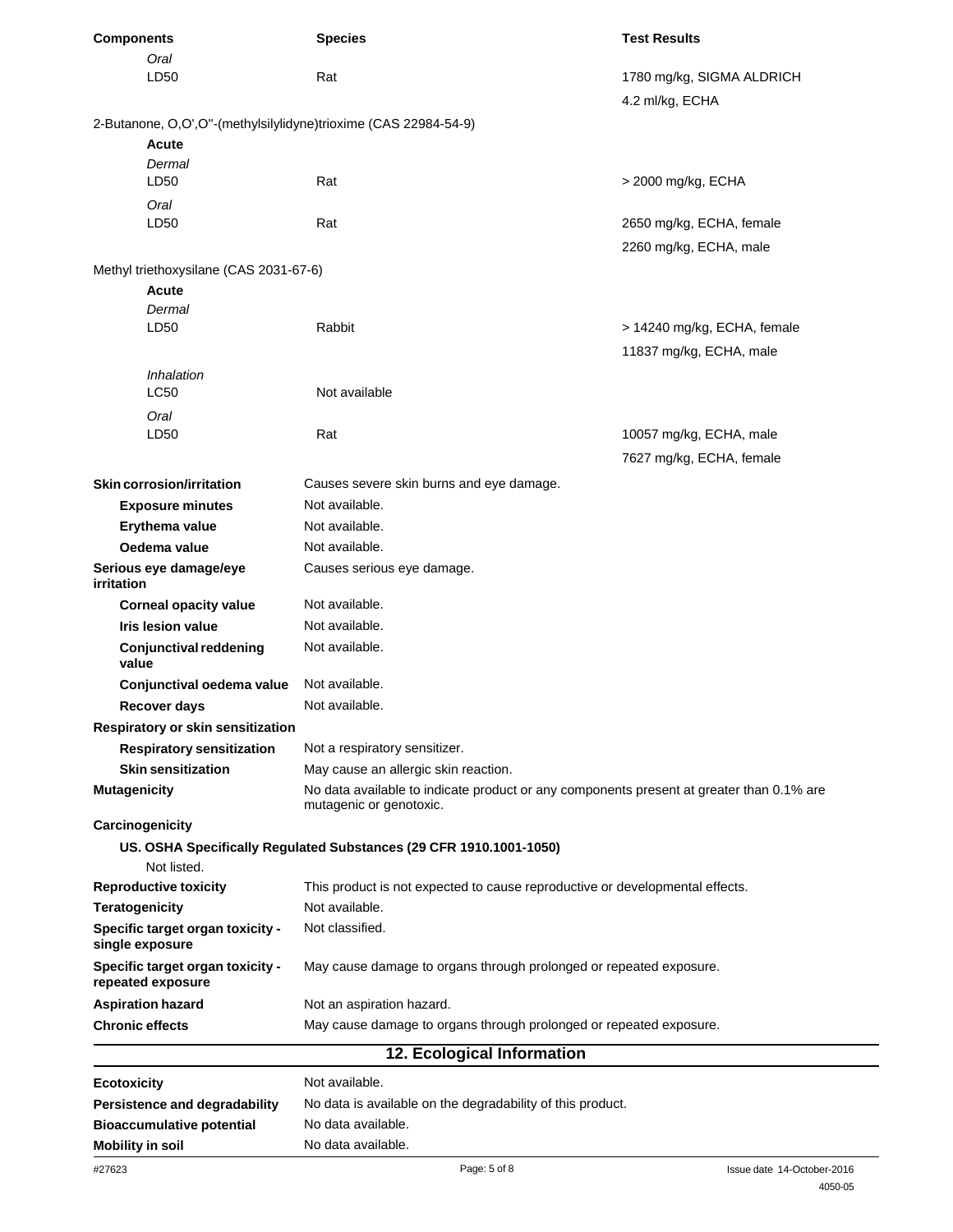| Components | Species | Test Results |
| --- | --- | --- |
| *Oral* | | |
| LD50 | Rat | 1780 mg/kg, SIGMA ALDRICH |
| | | 4.2 ml/kg, ECHA |
| 2-Butanone, O,O',O''-(methylsilylidyne)trioxime (CAS 22984-54-9) | | |
| **Acute** | | |
| *Dermal* | | |
| LD50 | Rat | > 2000 mg/kg, ECHA |
| *Oral* | | |
| LD50 | Rat | 2650 mg/kg, ECHA, female |
| | | 2260 mg/kg, ECHA, male |
| Methyl triethoxysilane (CAS 2031-67-6) | | |
| **Acute** | | |
| *Dermal* | | |
| LD50 | Rabbit | > 14240 mg/kg, ECHA, female |
| | | 11837 mg/kg, ECHA, male |
| *Inhalation* | | |
| LC50 | Not available | |
| *Oral* | | |
| LD50 | Rat | 10057 mg/kg, ECHA, male |
| | | 7627 mg/kg, ECHA, female |

**Skin corrosion/irritation** Causes severe skin burns and eye damage.

**Exposure minutes** Not available.

**Erythema value** Not available.

**Oedema value** Not available.

**Serious eye damage/eye irritation** Causes serious eye damage.

**Corneal opacity value** Not available.

**Iris lesion value** Not available.

**Conjunctival reddening value** Not available.

**Conjunctival oedema value** Not available.

**Recover days** Not available.

**Respiratory or skin sensitization**

**Respiratory sensitization** Not a respiratory sensitizer.

**Skin sensitization** May cause an allergic skin reaction.

**Mutagenicity** No data available to indicate product or any components present at greater than 0.1% are mutagenic or genotoxic.

**Carcinogenicity**

**US. OSHA Specifically Regulated Substances (29 CFR 1910.1001-1050)**

Not listed.

**Reproductive toxicity** This product is not expected to cause reproductive or developmental effects.

**Teratogenicity** Not available.

**Specific target organ toxicity - single exposure** Not classified.

**Specific target organ toxicity - repeated exposure** May cause damage to organs through prolonged or repeated exposure.

**Aspiration hazard** Not an aspiration hazard.

**Chronic effects** May cause damage to organs through prolonged or repeated exposure.

## 12. Ecological Information

**Ecotoxicity** Not available.

**Persistence and degradability** No data is available on the degradability of this product.

**Bioaccumulative potential** No data available.

**Mobility in soil** No data available.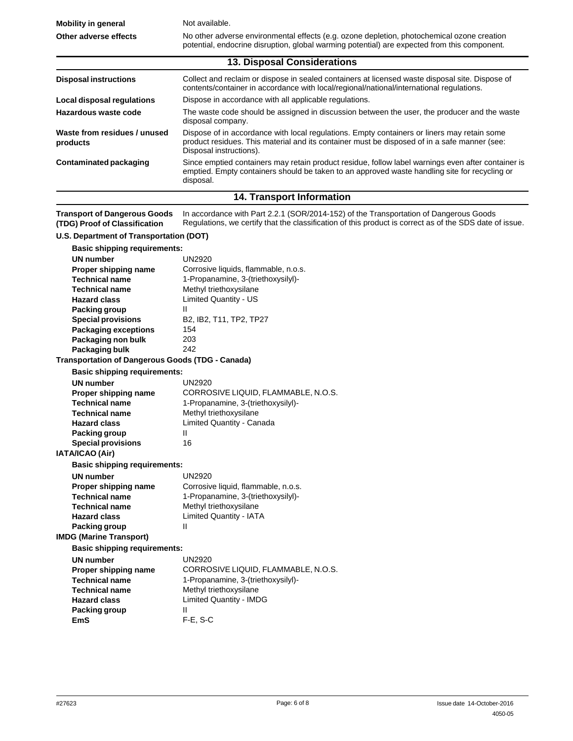| | |
|---|---|
| **Mobility in general** | Not available. |
| **Other adverse effects** | No other adverse environmental effects (e.g. ozone depletion, photochemical ozone creation potential, endocrine disruption, global warming potential) are expected from this component. |

## 13. Disposal Considerations

| | |
|---|---|
| **Disposal instructions** | Collect and reclaim or dispose in sealed containers at licensed waste disposal site. Dispose of contents/container in accordance with local/regional/national/international regulations. |
| **Local disposal regulations** | Dispose in accordance with all applicable regulations. |
| **Hazardous waste code** | The waste code should be assigned in discussion between the user, the producer and the waste disposal company. |
| **Waste from residues / unused products** | Dispose of in accordance with local regulations. Empty containers or liners may retain some product residues. This material and its container must be disposed of in a safe manner (see: Disposal instructions). |
| **Contaminated packaging** | Since emptied containers may retain product residue, follow label warnings even after container is emptied. Empty containers should be taken to an approved waste handling site for recycling or disposal. |

## 14. Transport Information

| | |
|---|---|
| **Transport of Dangerous Goods (TDG) Proof of Classification** | In accordance with Part 2.2.1 (SOR/2014-152) of the Transportation of Dangerous Goods Regulations, we certify that the classification of this product is correct as of the SDS date of issue. |

**U.S. Department of Transportation (DOT)**

**Basic shipping requirements:**

| | |
|---|---|
| **UN number** | UN2920 |
| **Proper shipping name** | Corrosive liquids, flammable, n.o.s. |
| **Technical name** | 1-Propanamine, 3-(triethoxysilyl)- |
| **Technical name** | Methyl triethoxysilane |
| **Hazard class** | Limited Quantity - US |
| **Packing group** | II |
| **Special provisions** | B2, IB2, T11, TP2, TP27 |
| **Packaging exceptions** | 154 |
| **Packaging non bulk** | 203 |
| **Packaging bulk** | 242 |

**Transportation of Dangerous Goods (TDG - Canada)**

**Basic shipping requirements:**

| | |
|---|---|
| **UN number** | UN2920 |
| **Proper shipping name** | CORROSIVE LIQUID, FLAMMABLE, N.O.S. |
| **Technical name** | 1-Propanamine, 3-(triethoxysilyl)- |
| **Technical name** | Methyl triethoxysilane |
| **Hazard class** | Limited Quantity - Canada |
| **Packing group** | II |
| **Special provisions** | 16 |

**IATA/ICAO (Air)**

**Basic shipping requirements:**

| | |
|---|---|
| **UN number** | UN2920 |
| **Proper shipping name** | Corrosive liquid, flammable, n.o.s. |
| **Technical name** | 1-Propanamine, 3-(triethoxysilyl)- |
| **Technical name** | Methyl triethoxysilane |
| **Hazard class** | Limited Quantity - IATA |
| **Packing group** | II |

**IMDG (Marine Transport)**

**Basic shipping requirements:**

| | |
|---|---|
| **UN number** | UN2920 |
| **Proper shipping name** | CORROSIVE LIQUID, FLAMMABLE, N.O.S. |
| **Technical name** | 1-Propanamine, 3-(triethoxysilyl)- |
| **Technical name** | Methyl triethoxysilane |
| **Hazard class** | Limited Quantity - IMDG |
| **Packing group** | II |
| **EmS** | F-E, S-C |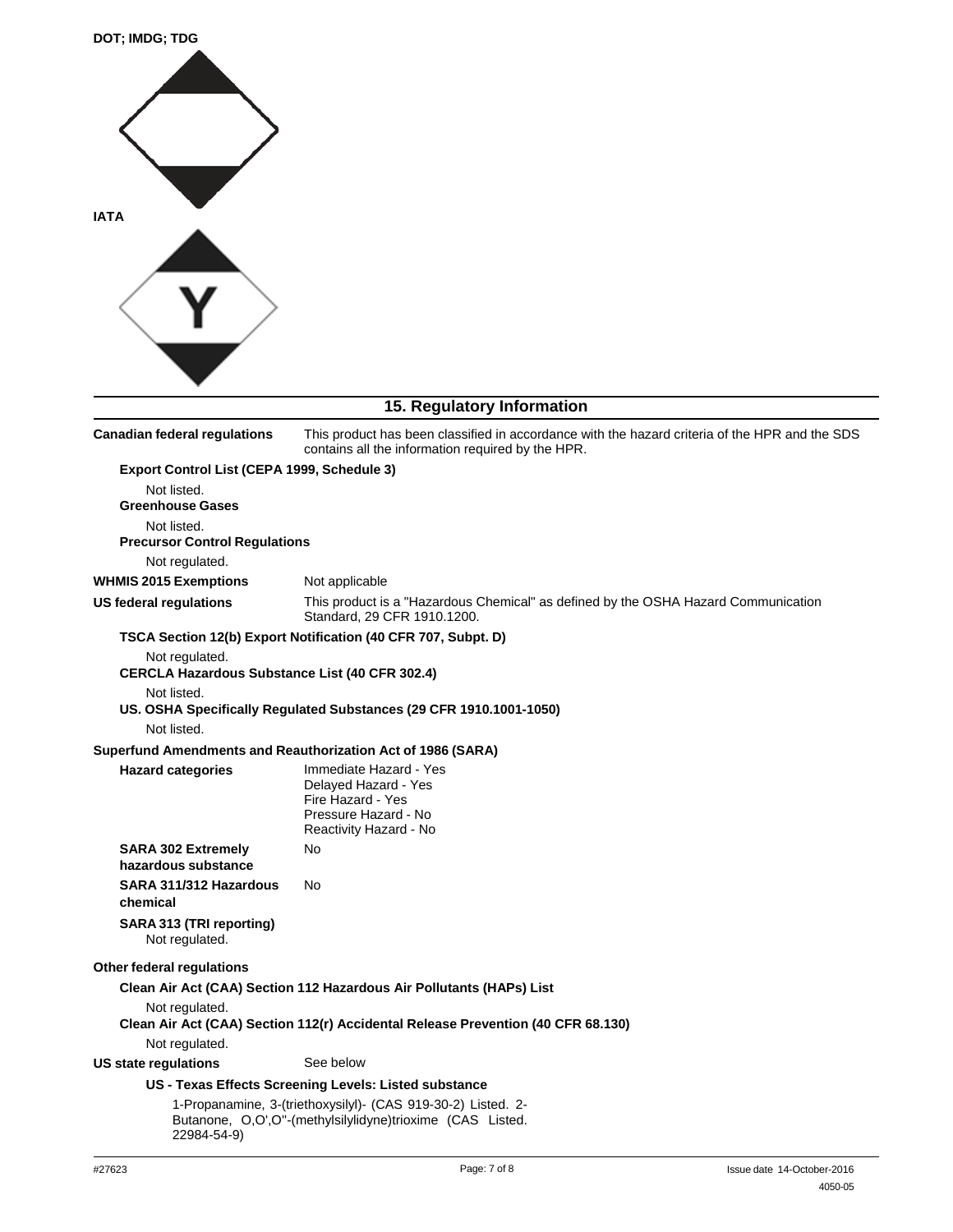**DOT; IMDG; TDG**

**IATA**

## 15. Regulatory Information

**Canadian federal regulations** This product has been classified in accordance with the hazard criteria of the HPR and the SDS contains all the information required by the HPR.

**Export Control List (CEPA 1999, Schedule 3)**

Not listed.

**Greenhouse Gases**

Not listed.

**Precursor Control Regulations**

Not regulated.

**WHMIS 2015 Exemptions** Not applicable

**US federal regulations** This product is a "Hazardous Chemical" as defined by the OSHA Hazard Communication Standard, 29 CFR 1910.1200.

**TSCA Section 12(b) Export Notification (40 CFR 707, Subpt. D)**

Not regulated.

**CERCLA Hazardous Substance List (40 CFR 302.4)**

Not listed.

**US. OSHA Specifically Regulated Substances (29 CFR 1910.1001-1050)**

Not listed.

**Superfund Amendments and Reauthorization Act of 1986 (SARA)**

**Hazard categories**
Immediate Hazard - Yes
Delayed Hazard - Yes
Fire Hazard - Yes
Pressure Hazard - No
Reactivity Hazard - No

**SARA 302 Extremely hazardous substance** No

**SARA 311/312 Hazardous chemical** No

**SARA 313 (TRI reporting)**

Not regulated.

**Other federal regulations**

**Clean Air Act (CAA) Section 112 Hazardous Air Pollutants (HAPs) List**

Not regulated.

**Clean Air Act (CAA) Section 112(r) Accidental Release Prevention (40 CFR 68.130)**

Not regulated.

**US state regulations** See below

**US - Texas Effects Screening Levels: Listed substance**

1-Propanamine, 3-(triethoxysilyl)- (CAS 919-30-2) Listed. 2-Butanone, O,O',O''-(methylsilylidyne)trioxime (CAS 22984-54-9) Listed.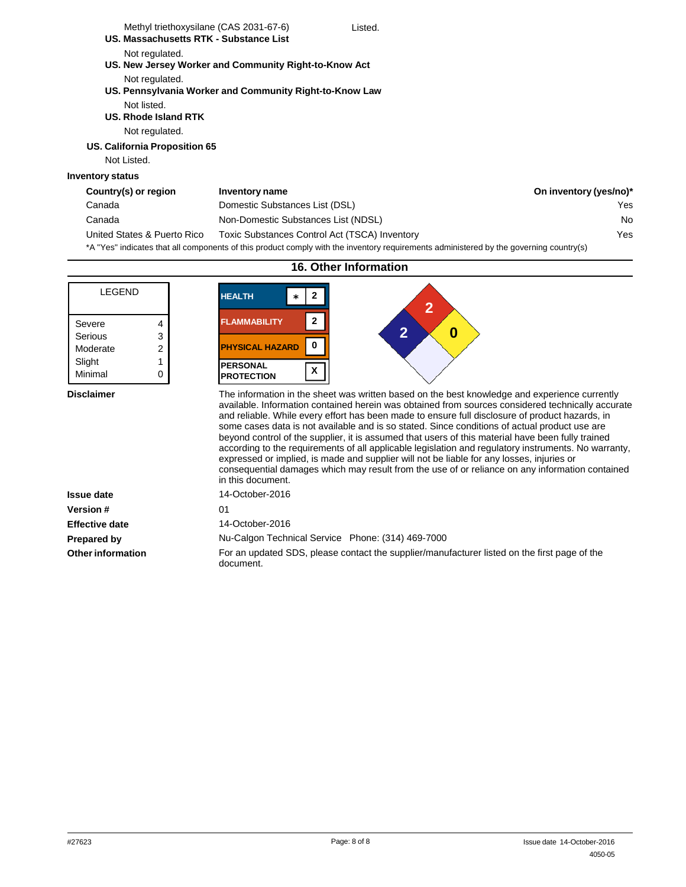Methyl triethoxysilane (CAS 2031-67-6) Listed.

**US. Massachusetts RTK - Substance List**

Not regulated.

**US. New Jersey Worker and Community Right-to-Know Act**

Not regulated.

**US. Pennsylvania Worker and Community Right-to-Know Law**

Not listed.

**US. Rhode Island RTK**

Not regulated.

**US. California Proposition 65**

Not Listed.

**Inventory status**

| Country(s) or region | Inventory name | On inventory (yes/no)* |
|---|---|---|
| Canada | Domestic Substances List (DSL) | Yes |
| Canada | Non-Domestic Substances List (NDSL) | No |
| United States & Puerto Rico | Toxic Substances Control Act (TSCA) Inventory | Yes |

*A "Yes" indicates that all components of this product comply with the inventory requirements administered by the governing country(s)

## 16. Other Information

| LEGEND | |
|---|---|
| Severe | 4 |
| Serious | 3 |
| Moderate | 2 |
| Slight | 1 |
| Minimal | 0 |

| | | |
|---|---|---|
| HEALTH | * | 2 |
| FLAMMABILITY | | 2 |
| PHYSICAL HAZARD | | 0 |
| PERSONAL PROTECTION | | X |

2

2

0

**Disclaimer**

The information in the sheet was written based on the best knowledge and experience currently available. Information contained herein was obtained from sources considered technically accurate and reliable. While every effort has been made to ensure full disclosure of product hazards, in some cases data is not available and is so stated. Since conditions of actual product use are beyond control of the supplier, it is assumed that users of this material have been fully trained according to the requirements of all applicable legislation and regulatory instruments. No warranty, expressed or implied, is made and supplier will not be liable for any losses, injuries or consequential damages which may result from the use of or reliance on any information contained in this document.

**Issue date** 14-October-2016

**Version #** 01

**Effective date** 14-October-2016

**Prepared by** Nu-Calgon Technical Service Phone: (314) 469-7000

**Other information** For an updated SDS, please contact the supplier/manufacturer listed on the first page of the document.